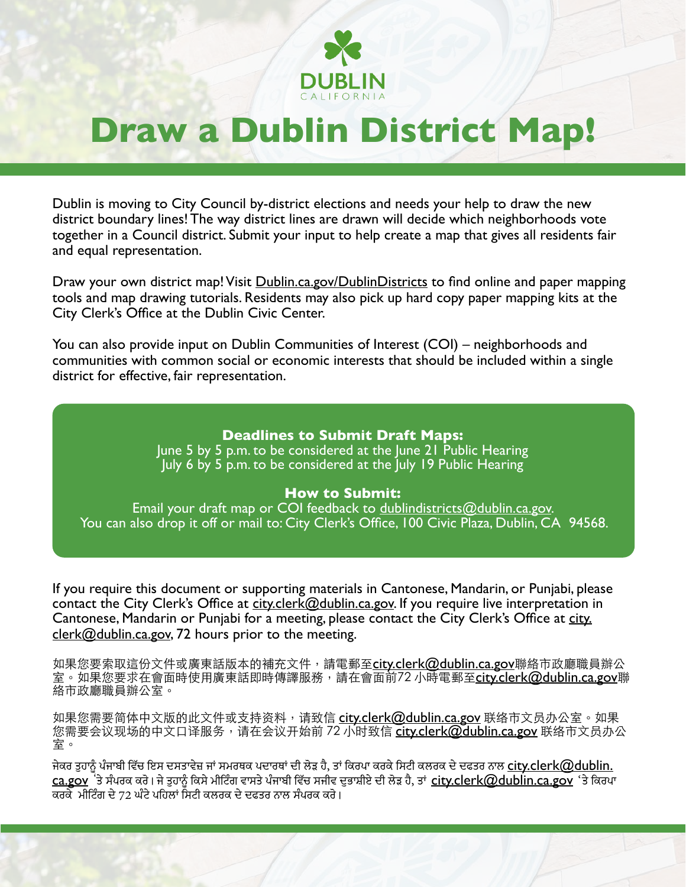DUBLIN
CALIFORNIA

# Draw a Dublin District Map!

Dublin is moving to City Council by-district elections and needs your help to draw the new district boundary lines! The way district lines are drawn will decide which neighborhoods vote together in a Council district. Submit your input to help create a map that gives all residents fair and equal representation.

Draw your own district map! Visit Dublin.ca.gov/DublinDistricts to find online and paper mapping tools and map drawing tutorials. Residents may also pick up hard copy paper mapping kits at the City Clerk's Office at the Dublin Civic Center.

You can also provide input on Dublin Communities of Interest (COI) – neighborhoods and communities with common social or economic interests that should be included within a single district for effective, fair representation.

**Deadlines to Submit Draft Maps:**
June 5 by 5 p.m. to be considered at the June 21 Public Hearing
July 6 by 5 p.m. to be considered at the July 19 Public Hearing

**How to Submit:**
Email your draft map or COI feedback to dublindistricts@dublin.ca.gov.
You can also drop it off or mail to: City Clerk's Office, 100 Civic Plaza, Dublin, CA 94568.

If you require this document or supporting materials in Cantonese, Mandarin, or Punjabi, please contact the City Clerk's Office at city.clerk@dublin.ca.gov. If you require live interpretation in Cantonese, Mandarin or Punjabi for a meeting, please contact the City Clerk's Office at city.clerk@dublin.ca.gov, 72 hours prior to the meeting.

如果您要索取這份文件或廣東話版本的補充文件，請電郵至city.clerk@dublin.ca.gov聯絡市政廳職員辦公室。如果您要求在會面時使用廣東話即時傳譯服務，請在會面前72 小時電郵至city.clerk@dublin.ca.gov聯絡市政廳職員辦公室。

如果您需要简体中文版的此文件或支持资料，请致信 city.clerk@dublin.ca.gov 联络市文员办公室。如果您需要会议现场的中文口译服务，请在会议开始前 72 小时致信 city.clerk@dublin.ca.gov 联络市文员办公室。

ਜੇਕਰ ਤੁਹਾਨੂੰ ਪੰਜਾਬੀ ਵਿੱਚ ਇਸ ਦਸਤਾਵੇਜ਼ ਜਾਂ ਸਮਰਥਕ ਪਦਾਰਥਾਂ ਦੀ ਲੋੜ ਹੈ, ਤਾਂ ਕਿਰਪਾ ਕਰਕੇ ਸਿਟੀ ਕਲਰਕ ਦੇ ਦਫਤਰ ਨਾਲ city.clerk@dublin.ca.gov 'ਤੇ ਸੰਪਰਕ ਕਰੋ। ਜੇ ਤੁਹਾਨੂੰ ਕਿਸੇ ਮੀਟਿੰਗ ਵਾਸਤੇ ਪੰਜਾਬੀ ਵਿੱਚ ਸਜੀਵ ਦੁਭਾਸ਼ੀਏ ਦੀ ਲੋੜ ਹੈ, ਤਾਂ city.clerk@dublin.ca.gov 'ਤੇ ਕਿਰਪਾ ਕਰਕੇ ਮੀਟਿੰਗ ਦੇ 72 ਘੰਟੇ ਪਹਿਲਾਂ ਸਿਟੀ ਕਲਰਕ ਦੇ ਦਫਤਰ ਨਾਲ ਸੰਪਰਕ ਕਰੋ।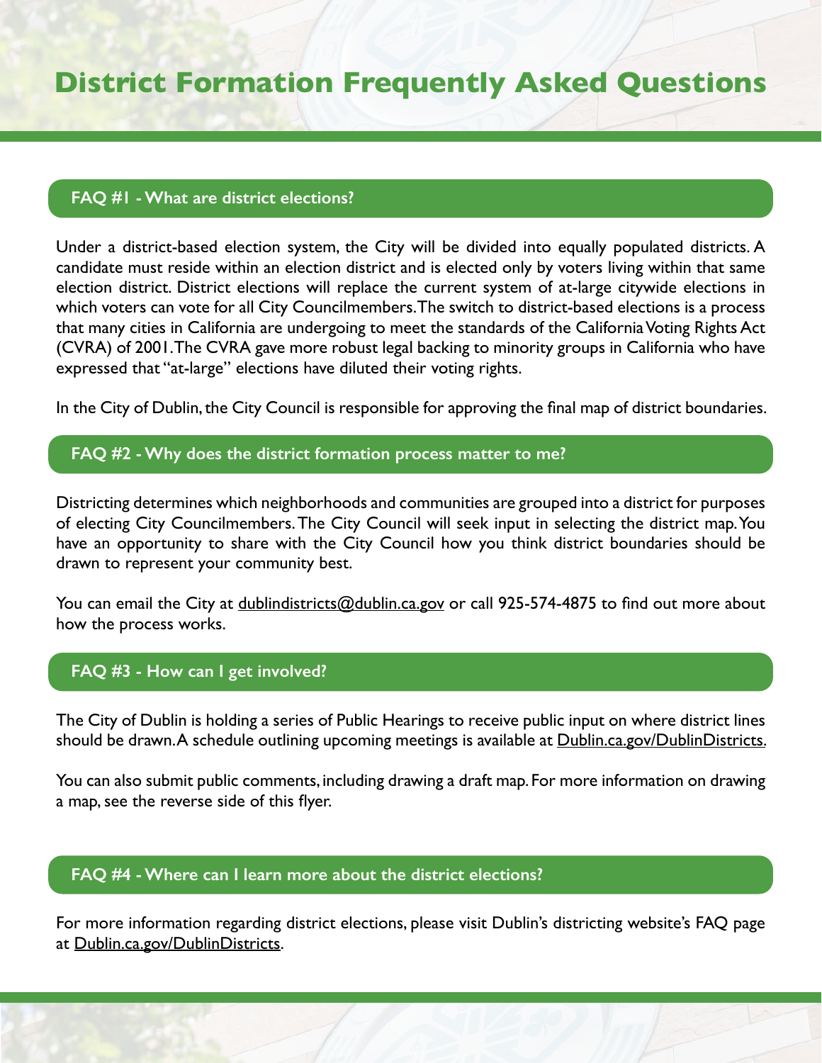# District Formation Frequently Asked Questions

## FAQ #1 - What are district elections?

Under a district-based election system, the City will be divided into equally populated districts. A candidate must reside within an election district and is elected only by voters living within that same election district. District elections will replace the current system of at-large citywide elections in which voters can vote for all City Councilmembers. The switch to district-based elections is a process that many cities in California are undergoing to meet the standards of the California Voting Rights Act (CVRA) of 2001. The CVRA gave more robust legal backing to minority groups in California who have expressed that "at-large" elections have diluted their voting rights.

In the City of Dublin, the City Council is responsible for approving the final map of district boundaries.

## FAQ #2 - Why does the district formation process matter to me?

Districting determines which neighborhoods and communities are grouped into a district for purposes of electing City Councilmembers. The City Council will seek input in selecting the district map. You have an opportunity to share with the City Council how you think district boundaries should be drawn to represent your community best.

You can email the City at dublindistricts@dublin.ca.gov or call 925-574-4875 to find out more about how the process works.

## FAQ #3 - How can I get involved?

The City of Dublin is holding a series of Public Hearings to receive public input on where district lines should be drawn. A schedule outlining upcoming meetings is available at Dublin.ca.gov/DublinDistricts.

You can also submit public comments, including drawing a draft map. For more information on drawing a map, see the reverse side of this flyer.

## FAQ #4 - Where can I learn more about the district elections?

For more information regarding district elections, please visit Dublin's districting website's FAQ page at Dublin.ca.gov/DublinDistricts.